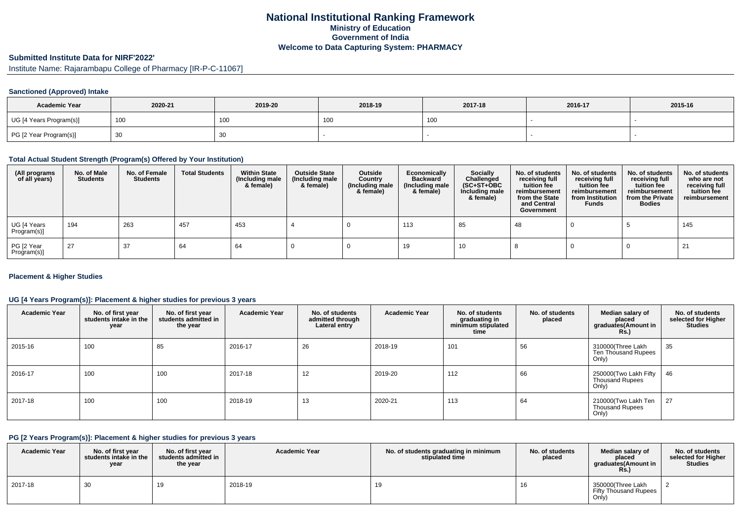# National Institutional Ranking Framework

## Ministry of Education

## Government of India

## Welcome to Data Capturing System: PHARMACY

### Submitted Institute Data for NIRF'2022'

Institute Name: Rajarambapu College of Pharmacy [IR-P-C-11067]

#### Sanctioned (Approved) Intake

| Academic Year | 2020-21 | 2019-20 | 2018-19 | 2017-18 | 2016-17 | 2015-16 |
|---|---|---|---|---|---|---|
| UG [4 Years Program(s)] | 100 | 100 | 100 | 100 | - | - |
| PG [2 Year Program(s)] | 30 | 30 | - | - | - | - |

#### Total Actual Student Strength (Program(s) Offered by Your Institution)

| (All programs of all years) | No. of Male Students | No. of Female Students | Total Students | Within State (Including male & female) | Outside State (Including male & female) | Outside Country (Including male & female) | Economically Backward (Including male & female) | Socially Challenged (SC+ST+OBC Including male & female) | No. of students receiving full tuition fee reimbursement from the State and Central Government | No. of students receiving full tuition fee reimbursement from Institution Funds | No. of students receiving full tuition fee reimbursement from the Private Bodies | No. of students who are not receiving full tuition fee reimbursement |
|---|---|---|---|---|---|---|---|---|---|---|---|---|
| UG [4 Years Program(s)] | 194 | 263 | 457 | 453 | 4 | 0 | 113 | 85 | 48 | 0 | 5 | 145 |
| PG [2 Year Program(s)] | 27 | 37 | 64 | 64 | 0 | 0 | 19 | 10 | 8 | 0 | 0 | 21 |

#### Placement & Higher Studies

#### UG [4 Years Program(s)]: Placement & higher studies for previous 3 years

| Academic Year | No. of first year students intake in the year | No. of first year students admitted in the year | Academic Year | No. of students admitted through Lateral entry | Academic Year | No. of students graduating in minimum stipulated time | No. of students placed | Median salary of placed graduates(Amount in Rs.) | No. of students selected for Higher Studies |
|---|---|---|---|---|---|---|---|---|---|
| 2015-16 | 100 | 85 | 2016-17 | 26 | 2018-19 | 101 | 56 | 310000(Three Lakh Ten Thousand Rupees Only) | 35 |
| 2016-17 | 100 | 100 | 2017-18 | 12 | 2019-20 | 112 | 66 | 250000(Two Lakh Fifty Thousand Rupees Only) | 46 |
| 2017-18 | 100 | 100 | 2018-19 | 13 | 2020-21 | 113 | 64 | 210000(Two Lakh Ten Thousand Rupees Only) | 27 |

#### PG [2 Years Program(s)]: Placement & higher studies for previous 3 years

| Academic Year | No. of first year students intake in the year | No. of first year students admitted in the year | Academic Year | No. of students graduating in minimum stipulated time | No. of students placed | Median salary of placed graduates(Amount in Rs.) | No. of students selected for Higher Studies |
|---|---|---|---|---|---|---|---|
| 2017-18 | 30 | 19 | 2018-19 | 19 | 16 | 350000(Three Lakh Fifty Thousand Rupees Only) | 2 |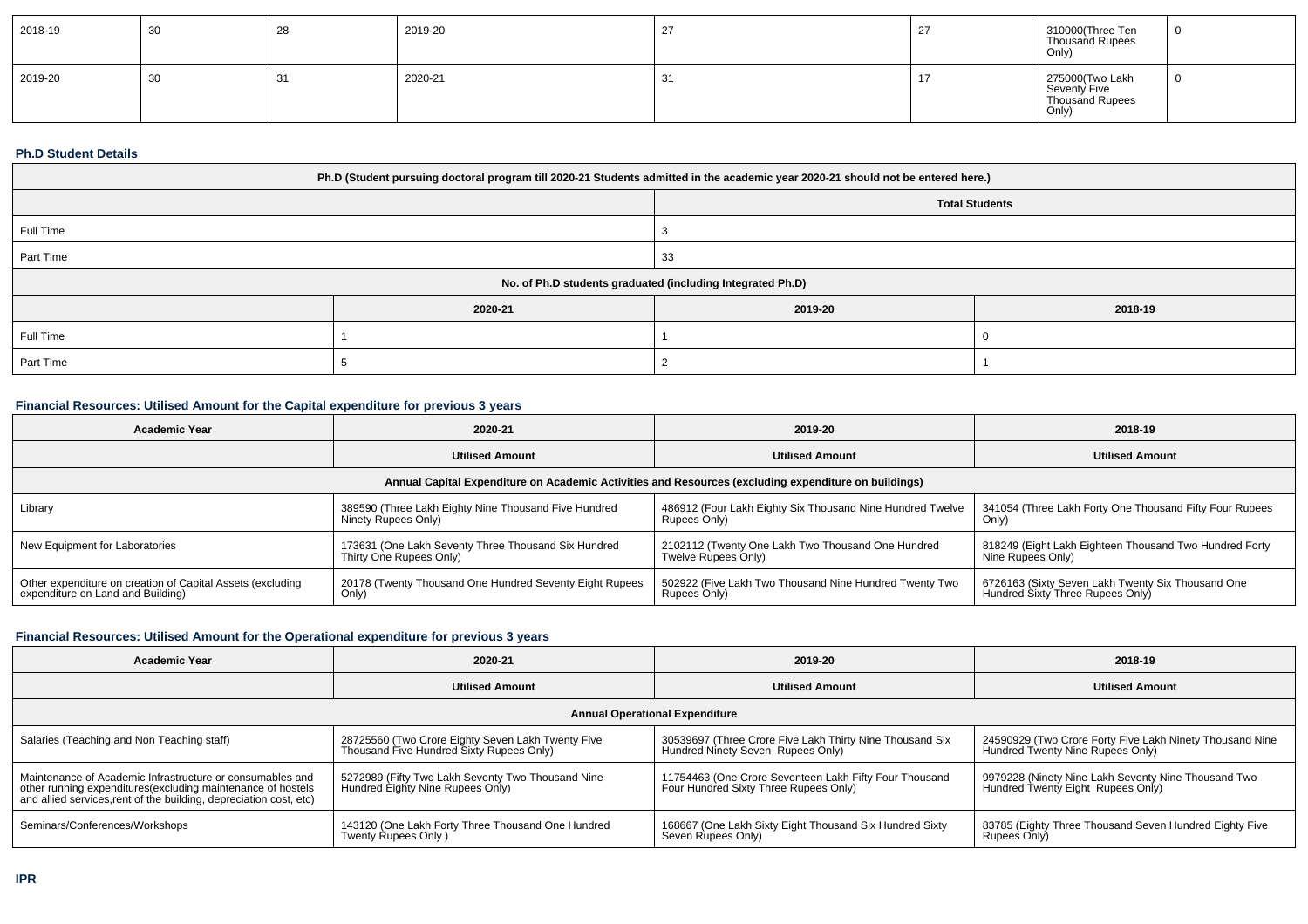| 2018-19 | 30 | 28 | 2019-20 | 27 | 27 | 310000(Three Ten Thousand Rupees Only) | 0 |
|---|---|---|---|---|---|---|---|
| 2019-20 | 30 | 31 | 2020-21 | 31 | 17 | 275000(Two Lakh Seventy Five Thousand Rupees Only) | 0 |

### Ph.D Student Details

| Ph.D (Student pursuing doctoral program till 2020-21 Students admitted in the academic year 2020-21 should not be entered here.) | | |
|---|---|---|
| | Total Students | |
| Full Time | 3 | |
| Part Time | 33 | |
| No. of Ph.D students graduated (including Integrated Ph.D) | | |
| | 2020-21 | 2019-20 | 2018-19 |
| Full Time | 1 | 1 | 0 |
| Part Time | 5 | 2 | 1 |

### Financial Resources: Utilised Amount for the Capital expenditure for previous 3 years

| Academic Year | 2020-21 | 2019-20 | 2018-19 |
|---|---|---|---|
| | Utilised Amount | Utilised Amount | Utilised Amount |
| Annual Capital Expenditure on Academic Activities and Resources (excluding expenditure on buildings) | | | |
| Library | 389590 (Three Lakh Eighty Nine Thousand Five Hundred Ninety Rupees Only) | 486912 (Four Lakh Eighty Six Thousand Nine Hundred Twelve Rupees Only) | 341054 (Three Lakh Forty One Thousand Fifty Four Rupees Only) |
| New Equipment for Laboratories | 173631 (One Lakh Seventy Three Thousand Six Hundred Thirty One Rupees Only) | 2102112 (Twenty One Lakh Two Thousand One Hundred Twelve Rupees Only) | 818249 (Eight Lakh Eighteen Thousand Two Hundred Forty Nine Rupees Only) |
| Other expenditure on creation of Capital Assets (excluding expenditure on Land and Building) | 20178 (Twenty Thousand One Hundred Seventy Eight Rupees Only) | 502922 (Five Lakh Two Thousand Nine Hundred Twenty Two Rupees Only) | 6726163 (Sixty Seven Lakh Twenty Six Thousand One Hundred Sixty Three Rupees Only) |

### Financial Resources: Utilised Amount for the Operational expenditure for previous 3 years

| Academic Year | 2020-21 | 2019-20 | 2018-19 |
|---|---|---|---|
| | Utilised Amount | Utilised Amount | Utilised Amount |
| Annual Operational Expenditure | | | |
| Salaries (Teaching and Non Teaching staff) | 28725560 (Two Crore Eighty Seven Lakh Twenty Five Thousand Five Hundred Sixty Rupees Only) | 30539697 (Three Crore Five Lakh Thirty Nine Thousand Six Hundred Ninety Seven Rupees Only) | 24590929 (Two Crore Forty Five Lakh Ninety Thousand Nine Hundred Twenty Nine Rupees Only) |
| Maintenance of Academic Infrastructure or consumables and other running expenditures(excluding maintenance of hostels and allied services,rent of the building, depreciation cost, etc) | 5272989 (Fifty Two Lakh Seventy Two Thousand Nine Hundred Eighty Nine Rupees Only) | 11754463 (One Crore Seventeen Lakh Fifty Four Thousand Four Hundred Sixty Three Rupees Only) | 9979228 (Ninety Nine Lakh Seventy Nine Thousand Two Hundred Twenty Eight Rupees Only) |
| Seminars/Conferences/Workshops | 143120 (One Lakh Forty Three Thousand One Hundred Twenty Rupees Only ) | 168667 (One Lakh Sixty Eight Thousand Six Hundred Sixty Seven Rupees Only) | 83785 (Eighty Three Thousand Seven Hundred Eighty Five Rupees Only) |

### IPR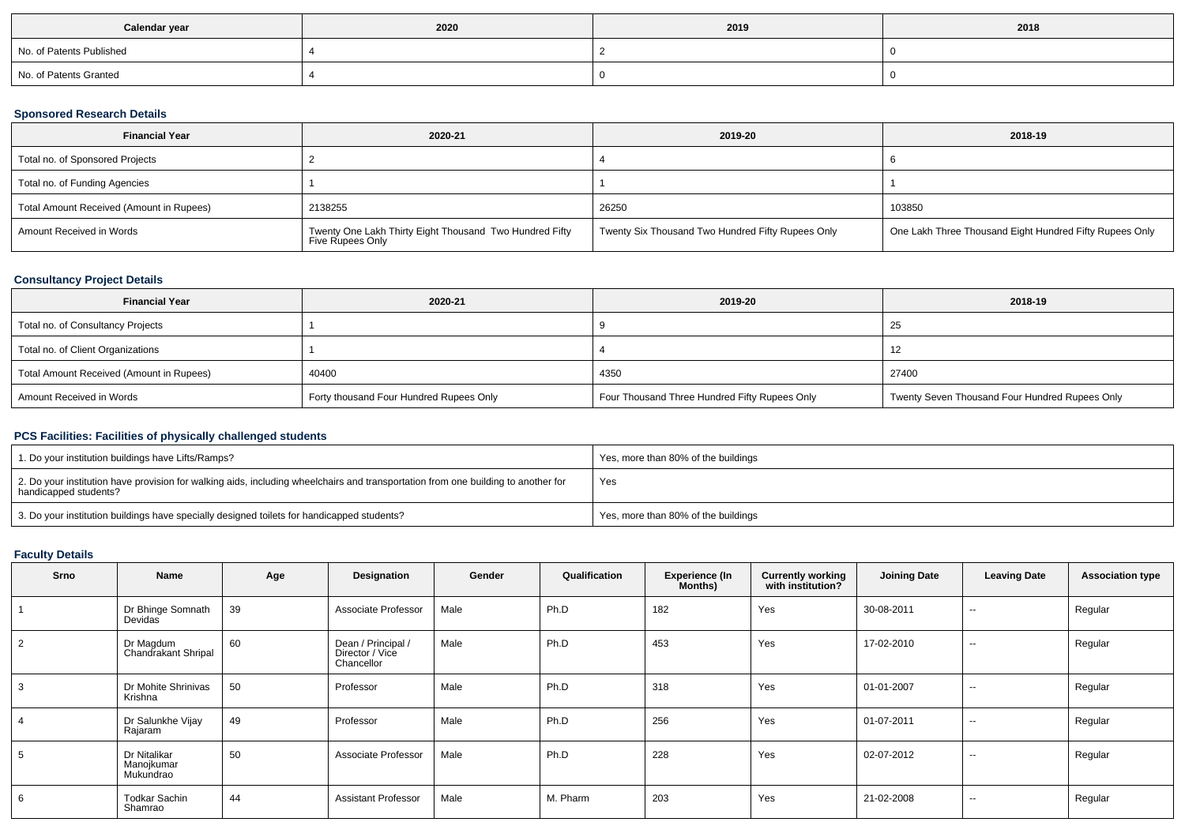| Calendar year | 2020 | 2019 | 2018 |
|---|---|---|---|
| No. of Patents Published | 4 | 2 | 0 |
| No. of Patents Granted | 4 | 0 | 0 |

### Sponsored Research Details

| Financial Year | 2020-21 | 2019-20 | 2018-19 |
|---|---|---|---|
| Total no. of Sponsored Projects | 2 | 4 | 6 |
| Total no. of Funding Agencies | 1 | 1 | 1 |
| Total Amount Received (Amount in Rupees) | 2138255 | 26250 | 103850 |
| Amount Received in Words | Twenty One Lakh Thirty Eight Thousand Two Hundred Fifty Five Rupees Only | Twenty Six Thousand Two Hundred Fifty Rupees Only | One Lakh Three Thousand Eight Hundred Fifty Rupees Only |

### Consultancy Project Details

| Financial Year | 2020-21 | 2019-20 | 2018-19 |
|---|---|---|---|
| Total no. of Consultancy Projects | 1 | 9 | 25 |
| Total no. of Client Organizations | 1 | 4 | 12 |
| Total Amount Received (Amount in Rupees) | 40400 | 4350 | 27400 |
| Amount Received in Words | Forty thousand Four Hundred Rupees Only | Four Thousand Three Hundred Fifty Rupees Only | Twenty Seven Thousand Four Hundred Rupees Only |

### PCS Facilities: Facilities of physically challenged students

| | |
|---|---|
| 1. Do your institution buildings have Lifts/Ramps? | Yes, more than 80% of the buildings |
| 2. Do your institution have provision for walking aids, including wheelchairs and transportation from one building to another for handicapped students? | Yes |
| 3. Do your institution buildings have specially designed toilets for handicapped students? | Yes, more than 80% of the buildings |

### Faculty Details

| Srno | Name | Age | Designation | Gender | Qualification | Experience (In Months) | Currently working with institution? | Joining Date | Leaving Date | Association type |
|---|---|---|---|---|---|---|---|---|---|---|
| 1 | Dr Bhinge Somnath Devidas | 39 | Associate Professor | Male | Ph.D | 182 | Yes | 30-08-2011 | -- | Regular |
| 2 | Dr Magdum Chandrakant Shripal | 60 | Dean / Principal / Director / Vice Chancellor | Male | Ph.D | 453 | Yes | 17-02-2010 | -- | Regular |
| 3 | Dr Mohite Shrinivas Krishna | 50 | Professor | Male | Ph.D | 318 | Yes | 01-01-2007 | -- | Regular |
| 4 | Dr Salunkhe Vijay Rajaram | 49 | Professor | Male | Ph.D | 256 | Yes | 01-07-2011 | -- | Regular |
| 5 | Dr Nitalikar Manojkumar Mukundrao | 50 | Associate Professor | Male | Ph.D | 228 | Yes | 02-07-2012 | -- | Regular |
| 6 | Todkar Sachin Shamrao | 44 | Assistant Professor | Male | M. Pharm | 203 | Yes | 21-02-2008 | -- | Regular |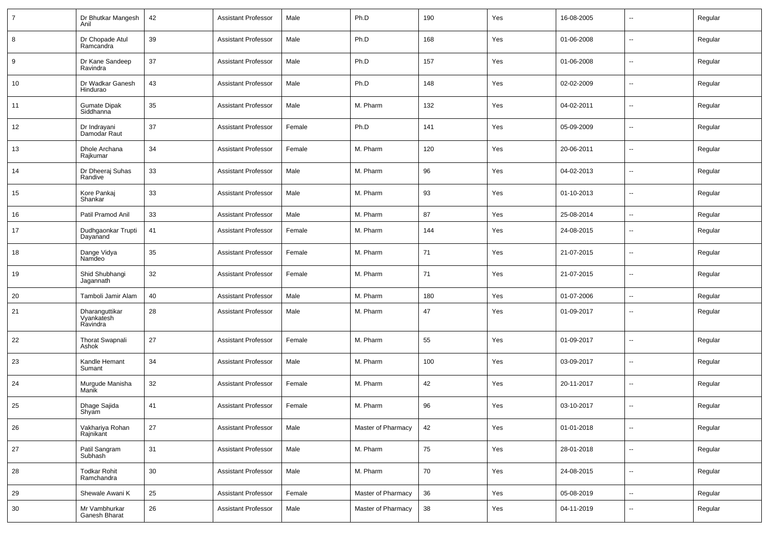| 7 | Dr Bhutkar Mangesh Anil | 42 | Assistant Professor | Male | Ph.D | 190 | Yes | 16-08-2005 | -- | Regular |
|---|---|---|---|---|---|---|---|---|---|---|
| 8 | Dr Chopade Atul Ramcandra | 39 | Assistant Professor | Male | Ph.D | 168 | Yes | 01-06-2008 | -- | Regular |
| 9 | Dr Kane Sandeep Ravindra | 37 | Assistant Professor | Male | Ph.D | 157 | Yes | 01-06-2008 | -- | Regular |
| 10 | Dr Wadkar Ganesh Hindurao | 43 | Assistant Professor | Male | Ph.D | 148 | Yes | 02-02-2009 | -- | Regular |
| 11 | Gumate Dipak Siddhanna | 35 | Assistant Professor | Male | M. Pharm | 132 | Yes | 04-02-2011 | -- | Regular |
| 12 | Dr Indrayani Damodar Raut | 37 | Assistant Professor | Female | Ph.D | 141 | Yes | 05-09-2009 | -- | Regular |
| 13 | Dhole Archana Rajkumar | 34 | Assistant Professor | Female | M. Pharm | 120 | Yes | 20-06-2011 | -- | Regular |
| 14 | Dr Dheeraj Suhas Randive | 33 | Assistant Professor | Male | M. Pharm | 96 | Yes | 04-02-2013 | -- | Regular |
| 15 | Kore Pankaj Shankar | 33 | Assistant Professor | Male | M. Pharm | 93 | Yes | 01-10-2013 | -- | Regular |
| 16 | Patil Pramod Anil | 33 | Assistant Professor | Male | M. Pharm | 87 | Yes | 25-08-2014 | -- | Regular |
| 17 | Dudhgaonkar Trupti Dayanand | 41 | Assistant Professor | Female | M. Pharm | 144 | Yes | 24-08-2015 | -- | Regular |
| 18 | Dange Vidya Namdeo | 35 | Assistant Professor | Female | M. Pharm | 71 | Yes | 21-07-2015 | -- | Regular |
| 19 | Shid Shubhangi Jagannath | 32 | Assistant Professor | Female | M. Pharm | 71 | Yes | 21-07-2015 | -- | Regular |
| 20 | Tamboli Jamir Alam | 40 | Assistant Professor | Male | M. Pharm | 180 | Yes | 01-07-2006 | -- | Regular |
| 21 | Dharanguttikar Vyankatesh Ravindra | 28 | Assistant Professor | Male | M. Pharm | 47 | Yes | 01-09-2017 | -- | Regular |
| 22 | Thorat Swapnali Ashok | 27 | Assistant Professor | Female | M. Pharm | 55 | Yes | 01-09-2017 | -- | Regular |
| 23 | Kandle Hemant Sumant | 34 | Assistant Professor | Male | M. Pharm | 100 | Yes | 03-09-2017 | -- | Regular |
| 24 | Murgude Manisha Manik | 32 | Assistant Professor | Female | M. Pharm | 42 | Yes | 20-11-2017 | -- | Regular |
| 25 | Dhage Sajida Shyam | 41 | Assistant Professor | Female | M. Pharm | 96 | Yes | 03-10-2017 | -- | Regular |
| 26 | Vakhariya Rohan Rajnikant | 27 | Assistant Professor | Male | Master of Pharmacy | 42 | Yes | 01-01-2018 | -- | Regular |
| 27 | Patil Sangram Subhash | 31 | Assistant Professor | Male | M. Pharm | 75 | Yes | 28-01-2018 | -- | Regular |
| 28 | Todkar Rohit Ramchandra | 30 | Assistant Professor | Male | M. Pharm | 70 | Yes | 24-08-2015 | -- | Regular |
| 29 | Shewale Awani K | 25 | Assistant Professor | Female | Master of Pharmacy | 36 | Yes | 05-08-2019 | -- | Regular |
| 30 | Mr Vambhurkar Ganesh Bharat | 26 | Assistant Professor | Male | Master of Pharmacy | 38 | Yes | 04-11-2019 | -- | Regular |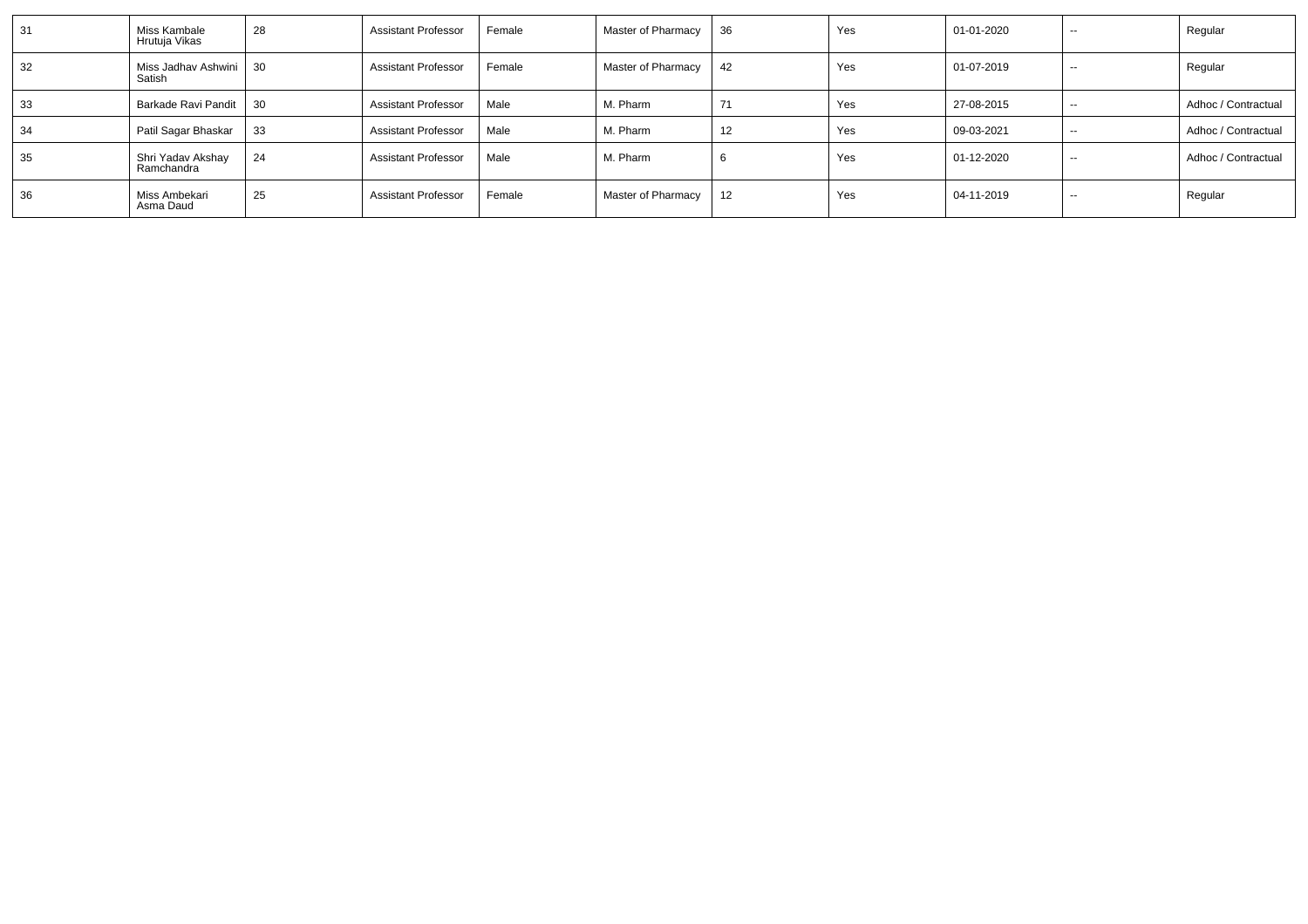| | | | | | | | | | | |
|---|---|---|---|---|---|---|---|---|---|---|
| 31 | Miss Kambale Hrutuja Vikas | 28 | Assistant Professor | Female | Master of Pharmacy | 36 | Yes | 01-01-2020 | -- | Regular |
| 32 | Miss Jadhav Ashwini Satish | 30 | Assistant Professor | Female | Master of Pharmacy | 42 | Yes | 01-07-2019 | -- | Regular |
| 33 | Barkade Ravi Pandit | 30 | Assistant Professor | Male | M. Pharm | 71 | Yes | 27-08-2015 | -- | Adhoc / Contractual |
| 34 | Patil Sagar Bhaskar | 33 | Assistant Professor | Male | M. Pharm | 12 | Yes | 09-03-2021 | -- | Adhoc / Contractual |
| 35 | Shri Yadav Akshay Ramchandra | 24 | Assistant Professor | Male | M. Pharm | 6 | Yes | 01-12-2020 | -- | Adhoc / Contractual |
| 36 | Miss Ambekari Asma Daud | 25 | Assistant Professor | Female | Master of Pharmacy | 12 | Yes | 04-11-2019 | -- | Regular |